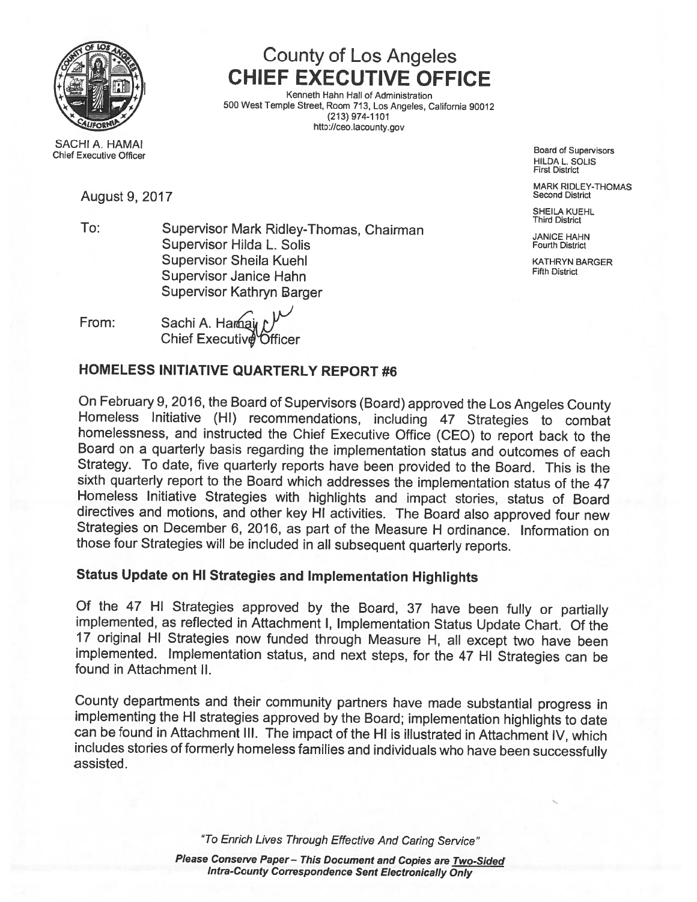# County of Los Angeles
## CHIEF EXECUTIVE OFFICE

Kenneth Hahn Hall of Administration
500 West Temple Street, Room 713, Los Angeles, California 90012
(213) 974-1101
http://ceo.lacounty.gov

SACHI A. HAMAI
Chief Executive Officer

Board of Supervisors
HILDA L. SOLIS
First District

MARK RIDLEY-THOMAS
Second District

SHEILA KUEHL
Third District

JANICE HAHN
Fourth District

KATHRYN BARGER
Fifth District

August 9, 2017

To: Supervisor Mark Ridley-Thomas, Chairman
Supervisor Hilda L. Solis
Supervisor Sheila Kuehl
Supervisor Janice Hahn
Supervisor Kathryn Barger

From: Sachi A. Hamai
Chief Executive Officer

### HOMELESS INITIATIVE QUARTERLY REPORT #6

On February 9, 2016, the Board of Supervisors (Board) approved the Los Angeles County Homeless Initiative (HI) recommendations, including 47 Strategies to combat homelessness, and instructed the Chief Executive Office (CEO) to report back to the Board on a quarterly basis regarding the implementation status and outcomes of each Strategy. To date, five quarterly reports have been provided to the Board. This is the sixth quarterly report to the Board which addresses the implementation status of the 47 Homeless Initiative Strategies with highlights and impact stories, status of Board directives and motions, and other key HI activities. The Board also approved four new Strategies on December 6, 2016, as part of the Measure H ordinance. Information on those four Strategies will be included in all subsequent quarterly reports.

### Status Update on HI Strategies and Implementation Highlights

Of the 47 HI Strategies approved by the Board, 37 have been fully or partially implemented, as reflected in Attachment I, Implementation Status Update Chart. Of the 17 original HI Strategies now funded through Measure H, all except two have been implemented. Implementation status, and next steps, for the 47 HI Strategies can be found in Attachment II.

County departments and their community partners have made substantial progress in implementing the HI strategies approved by the Board; implementation highlights to date can be found in Attachment III. The impact of the HI is illustrated in Attachment IV, which includes stories of formerly homeless families and individuals who have been successfully assisted.

*"To Enrich Lives Through Effective And Caring Service"*

***Please Conserve Paper – This Document and Copies are Two-Sided***
***Intra-County Correspondence Sent Electronically Only***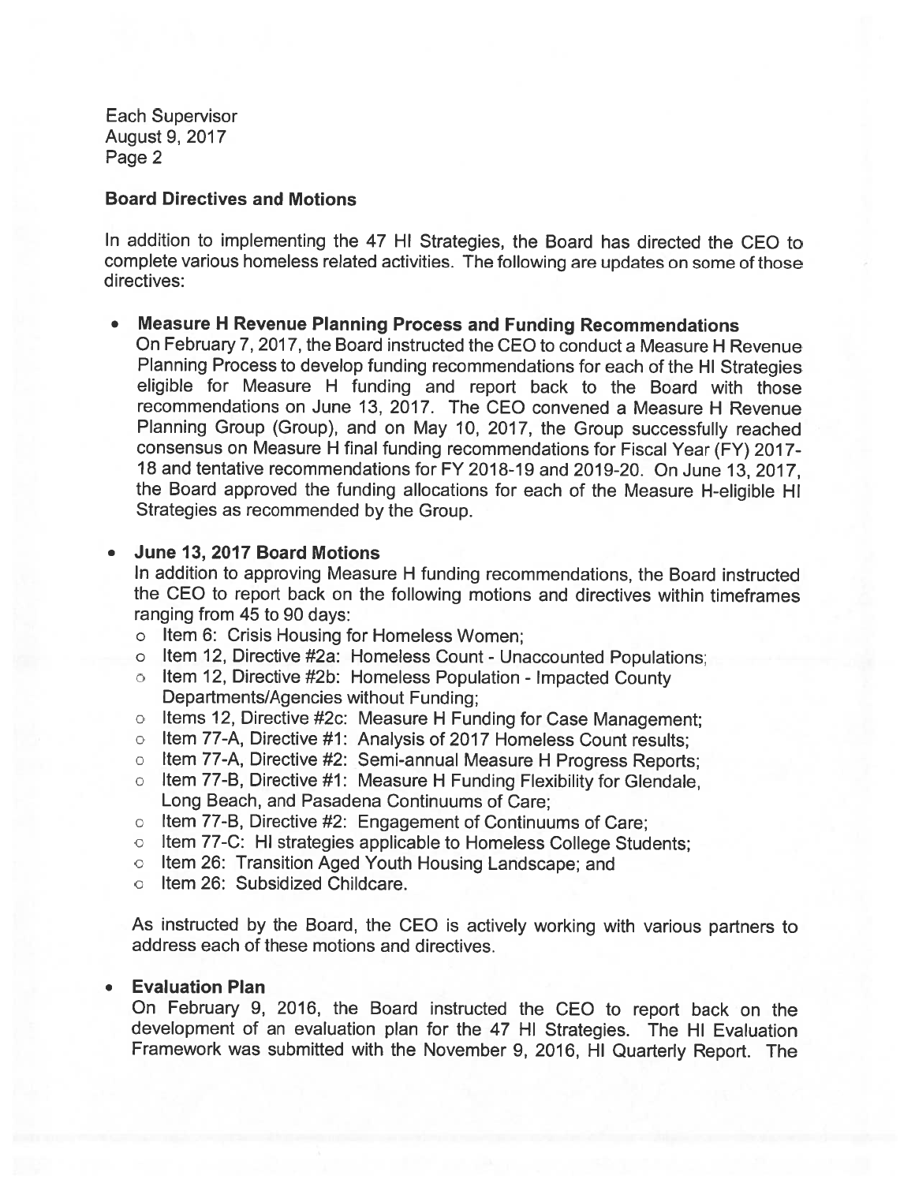## Board Directives and Motions

In addition to implementing the 47 HI Strategies, the Board has directed the CEO to complete various homeless related activities. The following are updates on some of those directives:

- **Measure H Revenue Planning Process and Funding Recommendations**
  On February 7, 2017, the Board instructed the CEO to conduct a Measure H Revenue Planning Process to develop funding recommendations for each of the HI Strategies eligible for Measure H funding and report back to the Board with those recommendations on June 13, 2017. The CEO convened a Measure H Revenue Planning Group (Group), and on May 10, 2017, the Group successfully reached consensus on Measure H final funding recommendations for Fiscal Year (FY) 2017-18 and tentative recommendations for FY 2018-19 and 2019-20. On June 13, 2017, the Board approved the funding allocations for each of the Measure H-eligible HI Strategies as recommended by the Group.

- **June 13, 2017 Board Motions**
  In addition to approving Measure H funding recommendations, the Board instructed the CEO to report back on the following motions and directives within timeframes ranging from 45 to 90 days:
  - Item 6: Crisis Housing for Homeless Women;
  - Item 12, Directive #2a: Homeless Count - Unaccounted Populations;
  - Item 12, Directive #2b: Homeless Population - Impacted County Departments/Agencies without Funding;
  - Items 12, Directive #2c: Measure H Funding for Case Management;
  - Item 77-A, Directive #1: Analysis of 2017 Homeless Count results;
  - Item 77-A, Directive #2: Semi-annual Measure H Progress Reports;
  - Item 77-B, Directive #1: Measure H Funding Flexibility for Glendale, Long Beach, and Pasadena Continuums of Care;
  - Item 77-B, Directive #2: Engagement of Continuums of Care;
  - Item 77-C: HI strategies applicable to Homeless College Students;
  - Item 26: Transition Aged Youth Housing Landscape; and
  - Item 26: Subsidized Childcare.

  As instructed by the Board, the CEO is actively working with various partners to address each of these motions and directives.

- **Evaluation Plan**
  On February 9, 2016, the Board instructed the CEO to report back on the development of an evaluation plan for the 47 HI Strategies. The HI Evaluation Framework was submitted with the November 9, 2016, HI Quarterly Report. The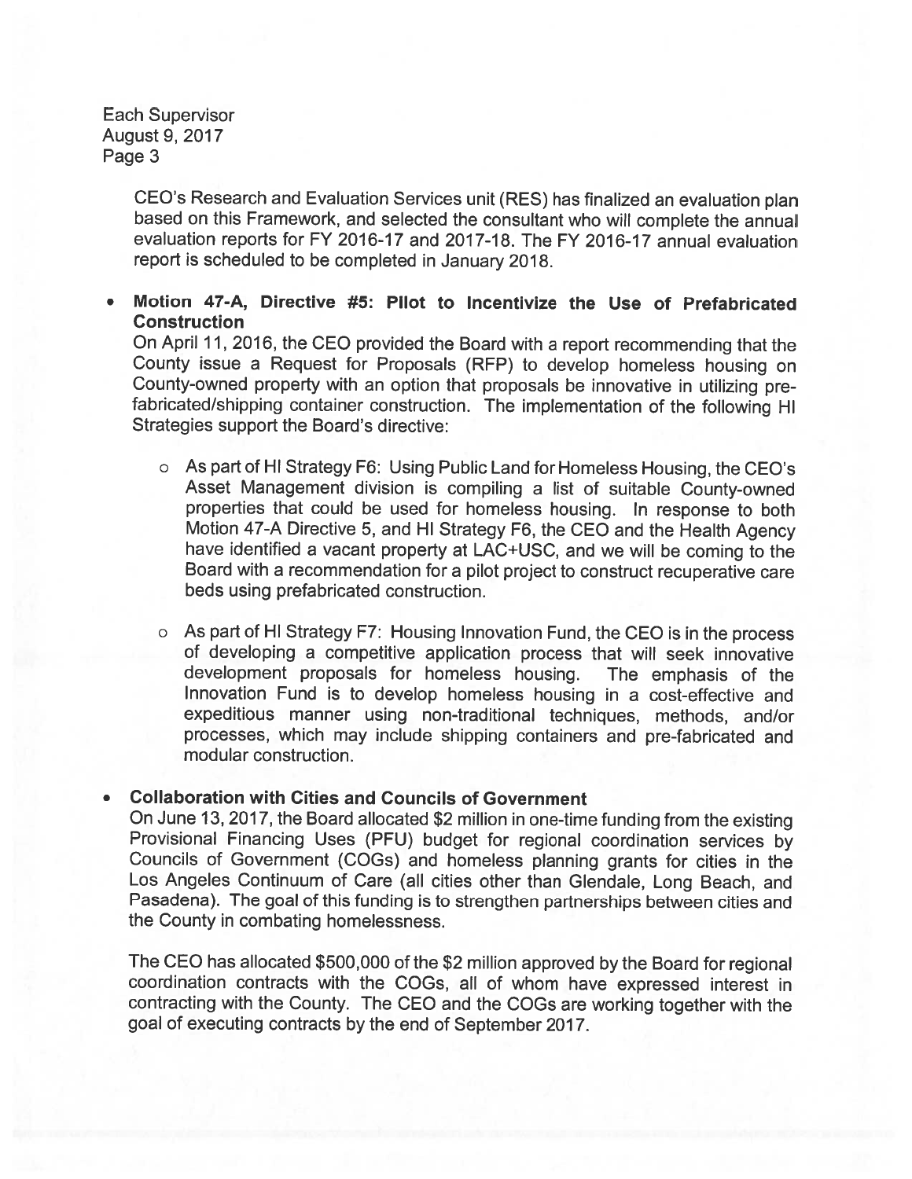CEO's Research and Evaluation Services unit (RES) has finalized an evaluation plan based on this Framework, and selected the consultant who will complete the annual evaluation reports for FY 2016-17 and 2017-18. The FY 2016-17 annual evaluation report is scheduled to be completed in January 2018.

- **Motion 47-A, Directive #5: Pilot to Incentivize the Use of Prefabricated Construction**

  On April 11, 2016, the CEO provided the Board with a report recommending that the County issue a Request for Proposals (RFP) to develop homeless housing on County-owned property with an option that proposals be innovative in utilizing pre-fabricated/shipping container construction. The implementation of the following HI Strategies support the Board's directive:

  - As part of HI Strategy F6: Using Public Land for Homeless Housing, the CEO's Asset Management division is compiling a list of suitable County-owned properties that could be used for homeless housing. In response to both Motion 47-A Directive 5, and HI Strategy F6, the CEO and the Health Agency have identified a vacant property at LAC+USC, and we will be coming to the Board with a recommendation for a pilot project to construct recuperative care beds using prefabricated construction.

  - As part of HI Strategy F7: Housing Innovation Fund, the CEO is in the process of developing a competitive application process that will seek innovative development proposals for homeless housing. The emphasis of the Innovation Fund is to develop homeless housing in a cost-effective and expeditious manner using non-traditional techniques, methods, and/or processes, which may include shipping containers and pre-fabricated and modular construction.

- **Collaboration with Cities and Councils of Government**

  On June 13, 2017, the Board allocated $2 million in one-time funding from the existing Provisional Financing Uses (PFU) budget for regional coordination services by Councils of Government (COGs) and homeless planning grants for cities in the Los Angeles Continuum of Care (all cities other than Glendale, Long Beach, and Pasadena). The goal of this funding is to strengthen partnerships between cities and the County in combating homelessness.

  The CEO has allocated $500,000 of the $2 million approved by the Board for regional coordination contracts with the COGs, all of whom have expressed interest in contracting with the County. The CEO and the COGs are working together with the goal of executing contracts by the end of September 2017.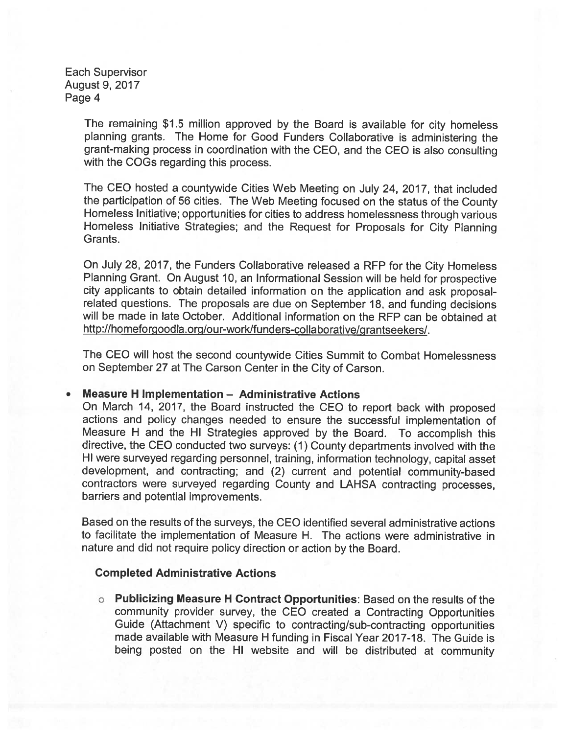The remaining $1.5 million approved by the Board is available for city homeless planning grants. The Home for Good Funders Collaborative is administering the grant-making process in coordination with the CEO, and the CEO is also consulting with the COGs regarding this process.

The CEO hosted a countywide Cities Web Meeting on July 24, 2017, that included the participation of 56 cities. The Web Meeting focused on the status of the County Homeless Initiative; opportunities for cities to address homelessness through various Homeless Initiative Strategies; and the Request for Proposals for City Planning Grants.

On July 28, 2017, the Funders Collaborative released a RFP for the City Homeless Planning Grant. On August 10, an Informational Session will be held for prospective city applicants to obtain detailed information on the application and ask proposal-related questions. The proposals are due on September 18, and funding decisions will be made in late October. Additional information on the RFP can be obtained at http://homeforgoodla.org/our-work/funders-collaborative/grantseekers/.

The CEO will host the second countywide Cities Summit to Combat Homelessness on September 27 at The Carson Center in the City of Carson.

- **Measure H Implementation – Administrative Actions**
  On March 14, 2017, the Board instructed the CEO to report back with proposed actions and policy changes needed to ensure the successful implementation of Measure H and the HI Strategies approved by the Board. To accomplish this directive, the CEO conducted two surveys: (1) County departments involved with the HI were surveyed regarding personnel, training, information technology, capital asset development, and contracting; and (2) current and potential community-based contractors were surveyed regarding County and LAHSA contracting processes, barriers and potential improvements.

  Based on the results of the surveys, the CEO identified several administrative actions to facilitate the implementation of Measure H. The actions were administrative in nature and did not require policy direction or action by the Board.

  **Completed Administrative Actions**

  - **Publicizing Measure H Contract Opportunities**: Based on the results of the community provider survey, the CEO created a Contracting Opportunities Guide (Attachment V) specific to contracting/sub-contracting opportunities made available with Measure H funding in Fiscal Year 2017-18. The Guide is being posted on the HI website and will be distributed at community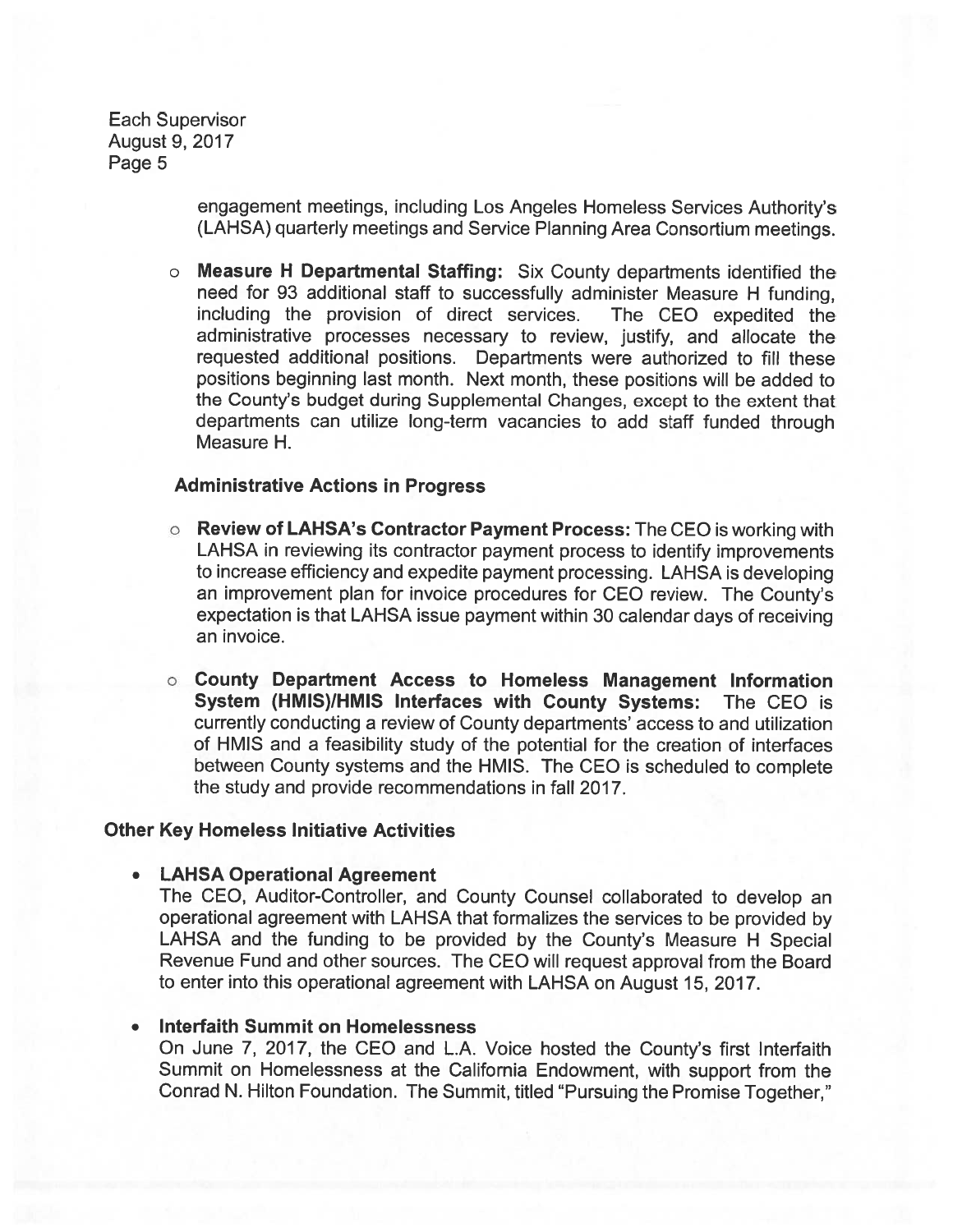engagement meetings, including Los Angeles Homeless Services Authority's (LAHSA) quarterly meetings and Service Planning Area Consortium meetings.

- **Measure H Departmental Staffing:** Six County departments identified the need for 93 additional staff to successfully administer Measure H funding, including the provision of direct services. The CEO expedited the administrative processes necessary to review, justify, and allocate the requested additional positions. Departments were authorized to fill these positions beginning last month. Next month, these positions will be added to the County's budget during Supplemental Changes, except to the extent that departments can utilize long-term vacancies to add staff funded through Measure H.

**Administrative Actions in Progress**

- **Review of LAHSA's Contractor Payment Process:** The CEO is working with LAHSA in reviewing its contractor payment process to identify improvements to increase efficiency and expedite payment processing. LAHSA is developing an improvement plan for invoice procedures for CEO review. The County's expectation is that LAHSA issue payment within 30 calendar days of receiving an invoice.

- **County Department Access to Homeless Management Information System (HMIS)/HMIS Interfaces with County Systems:** The CEO is currently conducting a review of County departments' access to and utilization of HMIS and a feasibility study of the potential for the creation of interfaces between County systems and the HMIS. The CEO is scheduled to complete the study and provide recommendations in fall 2017.

**Other Key Homeless Initiative Activities**

- **LAHSA Operational Agreement**
  The CEO, Auditor-Controller, and County Counsel collaborated to develop an operational agreement with LAHSA that formalizes the services to be provided by LAHSA and the funding to be provided by the County's Measure H Special Revenue Fund and other sources. The CEO will request approval from the Board to enter into this operational agreement with LAHSA on August 15, 2017.

- **Interfaith Summit on Homelessness**
  On June 7, 2017, the CEO and L.A. Voice hosted the County's first Interfaith Summit on Homelessness at the California Endowment, with support from the Conrad N. Hilton Foundation. The Summit, titled "Pursuing the Promise Together,"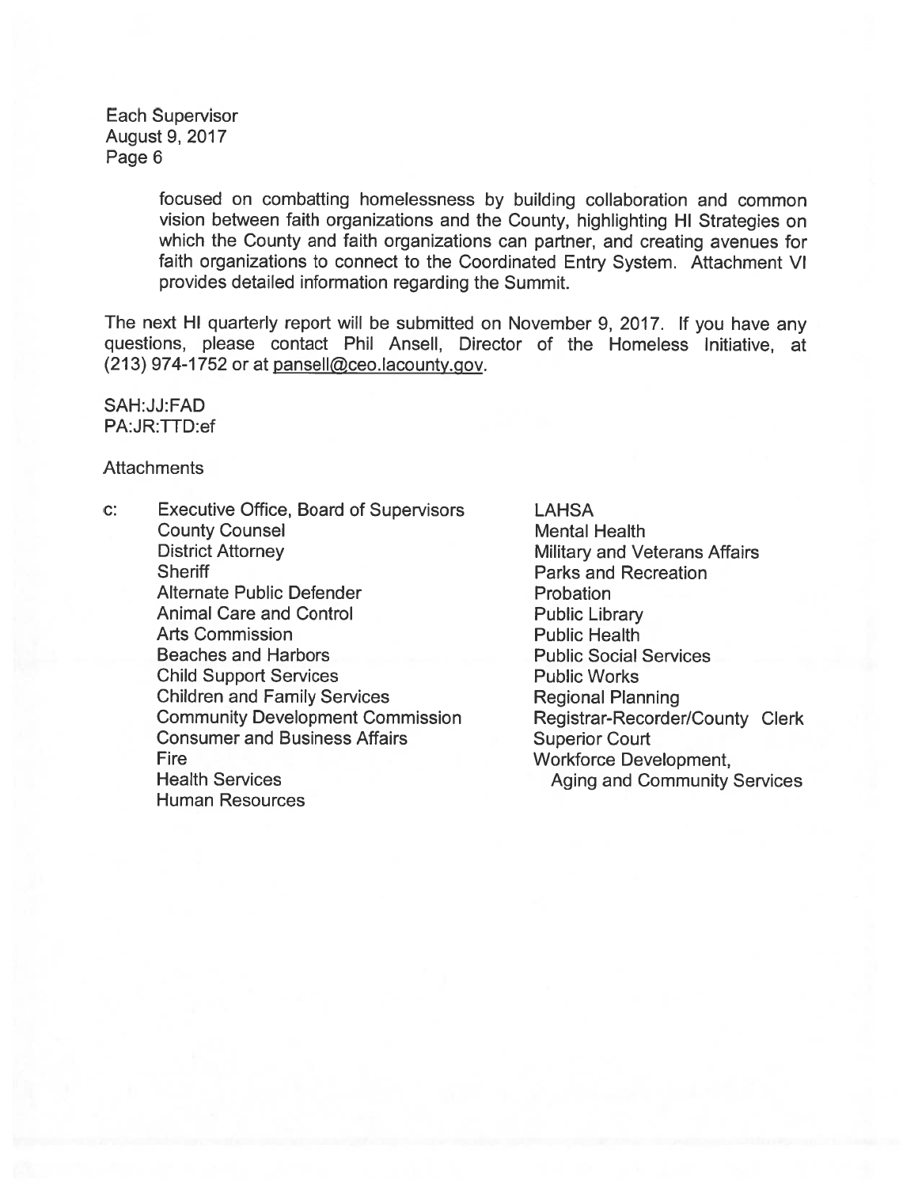Each Supervisor
August 9, 2017
Page 6

focused on combatting homelessness by building collaboration and common vision between faith organizations and the County, highlighting HI Strategies on which the County and faith organizations can partner, and creating avenues for faith organizations to connect to the Coordinated Entry System. Attachment VI provides detailed information regarding the Summit.

The next HI quarterly report will be submitted on November 9, 2017. If you have any questions, please contact Phil Ansell, Director of the Homeless Initiative, at (213) 974-1752 or at pansell@ceo.lacounty.gov.

SAH:JJ:FAD
PA:JR:TTD:ef

Attachments

c: Executive Office, Board of Supervisors
County Counsel
District Attorney
Sheriff
Alternate Public Defender
Animal Care and Control
Arts Commission
Beaches and Harbors
Child Support Services
Children and Family Services
Community Development Commission
Consumer and Business Affairs
Fire
Health Services
Human Resources
LAHSA
Mental Health
Military and Veterans Affairs
Parks and Recreation
Probation
Public Library
Public Health
Public Social Services
Public Works
Regional Planning
Registrar-Recorder/County Clerk
Superior Court
Workforce Development, Aging and Community Services